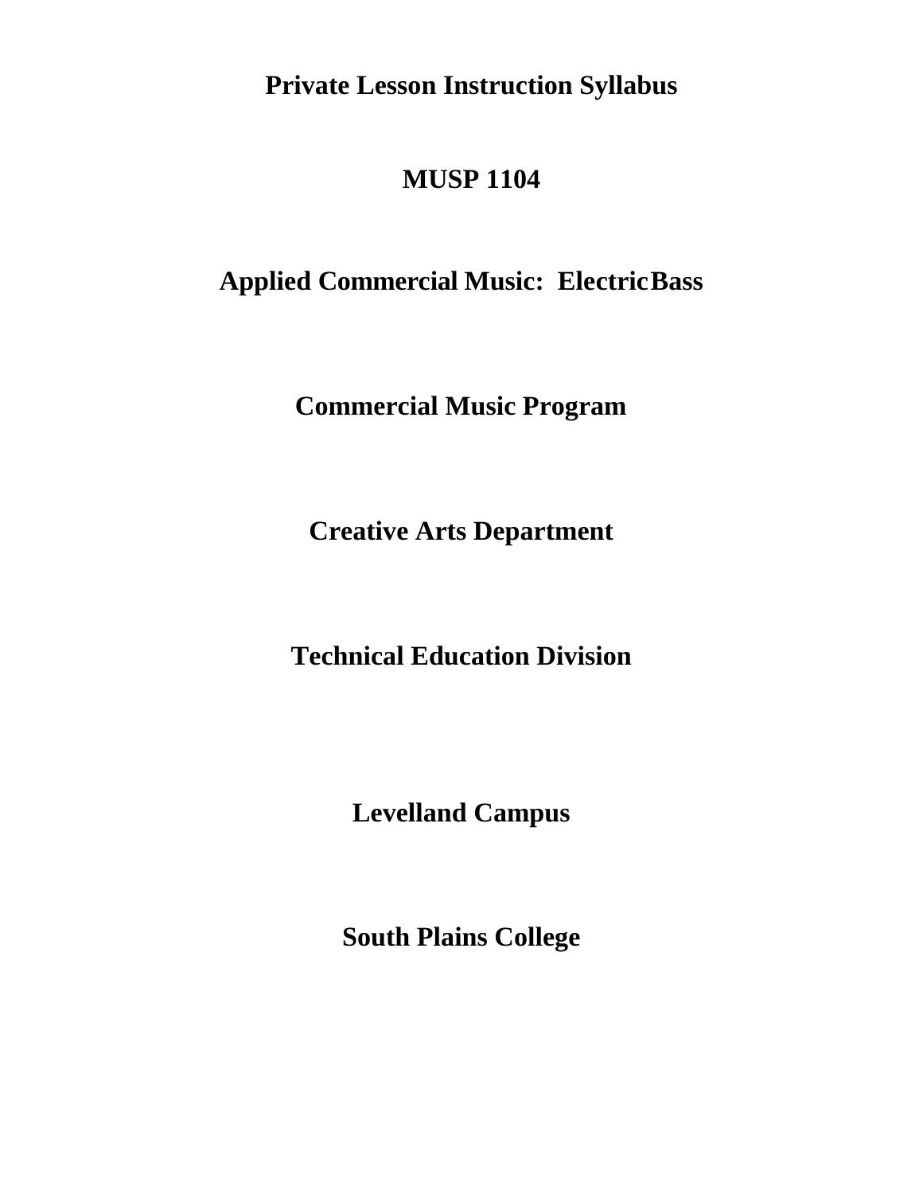# Private Lesson Instruction Syllabus

## MUSP 1104

## Applied Commercial Music: Electric Bass

## Commercial Music Program

## Creative Arts Department

## Technical Education Division

## Levelland Campus

## South Plains College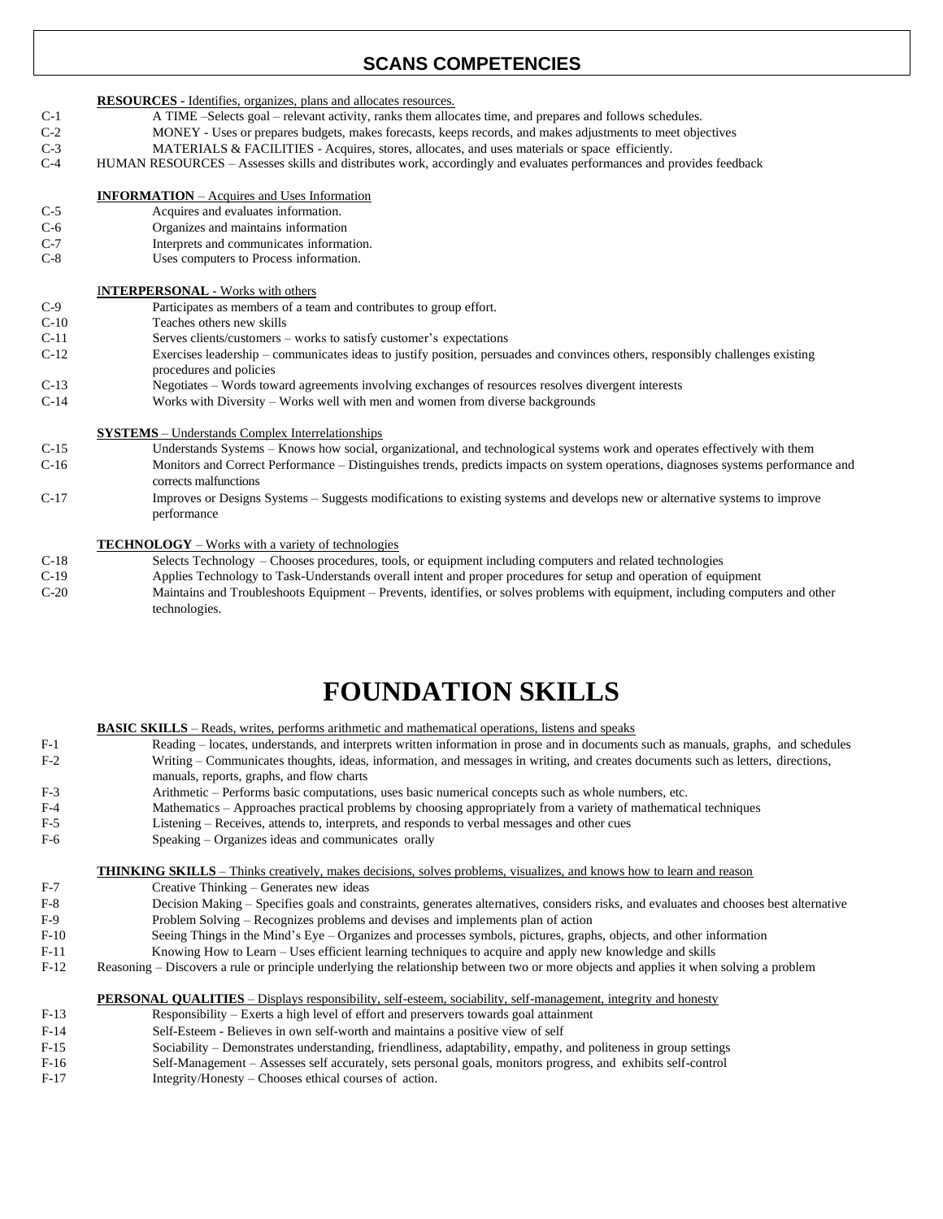## SCANS COMPETENCIES

**RESOURCES** - Identifies, organizes, plans and allocates resources.

C-1 A TIME –Selects goal – relevant activity, ranks them allocates time, and prepares and follows schedules.
C-2 MONEY - Uses or prepares budgets, makes forecasts, keeps records, and makes adjustments to meet objectives
C-3 MATERIALS & FACILITIES - Acquires, stores, allocates, and uses materials or space efficiently.
C-4 HUMAN RESOURCES – Assesses skills and distributes work, accordingly and evaluates performances and provides feedback

**INFORMATION** – Acquires and Uses Information

C-5 Acquires and evaluates information.
C-6 Organizes and maintains information
C-7 Interprets and communicates information.
C-8 Uses computers to Process information.

**INTERPERSONAL** - Works with others

C-9 Participates as members of a team and contributes to group effort.
C-10 Teaches others new skills
C-11 Serves clients/customers – works to satisfy customer's expectations
C-12 Exercises leadership – communicates ideas to justify position, persuades and convinces others, responsibly challenges existing procedures and policies
C-13 Negotiates – Words toward agreements involving exchanges of resources resolves divergent interests
C-14 Works with Diversity – Works well with men and women from diverse backgrounds

**SYSTEMS** – Understands Complex Interrelationships

C-15 Understands Systems – Knows how social, organizational, and technological systems work and operates effectively with them
C-16 Monitors and Correct Performance – Distinguishes trends, predicts impacts on system operations, diagnoses systems performance and corrects malfunctions
C-17 Improves or Designs Systems – Suggests modifications to existing systems and develops new or alternative systems to improve performance

**TECHNOLOGY** – Works with a variety of technologies

C-18 Selects Technology – Chooses procedures, tools, or equipment including computers and related technologies
C-19 Applies Technology to Task-Understands overall intent and proper procedures for setup and operation of equipment
C-20 Maintains and Troubleshoots Equipment – Prevents, identifies, or solves problems with equipment, including computers and other technologies.

# FOUNDATION SKILLS

**BASIC SKILLS** – Reads, writes, performs arithmetic and mathematical operations, listens and speaks

F-1 Reading – locates, understands, and interprets written information in prose and in documents such as manuals, graphs, and schedules
F-2 Writing – Communicates thoughts, ideas, information, and messages in writing, and creates documents such as letters, directions, manuals, reports, graphs, and flow charts
F-3 Arithmetic – Performs basic computations, uses basic numerical concepts such as whole numbers, etc.
F-4 Mathematics – Approaches practical problems by choosing appropriately from a variety of mathematical techniques
F-5 Listening – Receives, attends to, interprets, and responds to verbal messages and other cues
F-6 Speaking – Organizes ideas and communicates orally

**THINKING SKILLS** – Thinks creatively, makes decisions, solves problems, visualizes, and knows how to learn and reason

F-7 Creative Thinking – Generates new ideas
F-8 Decision Making – Specifies goals and constraints, generates alternatives, considers risks, and evaluates and chooses best alternative
F-9 Problem Solving – Recognizes problems and devises and implements plan of action
F-10 Seeing Things in the Mind's Eye – Organizes and processes symbols, pictures, graphs, objects, and other information
F-11 Knowing How to Learn – Uses efficient learning techniques to acquire and apply new knowledge and skills
F-12 Reasoning – Discovers a rule or principle underlying the relationship between two or more objects and applies it when solving a problem

**PERSONAL QUALITIES** – Displays responsibility, self-esteem, sociability, self-management, integrity and honesty

F-13 Responsibility – Exerts a high level of effort and preservers towards goal attainment
F-14 Self-Esteem - Believes in own self-worth and maintains a positive view of self
F-15 Sociability – Demonstrates understanding, friendliness, adaptability, empathy, and politeness in group settings
F-16 Self-Management – Assesses self accurately, sets personal goals, monitors progress, and exhibits self-control
F-17 Integrity/Honesty – Chooses ethical courses of action.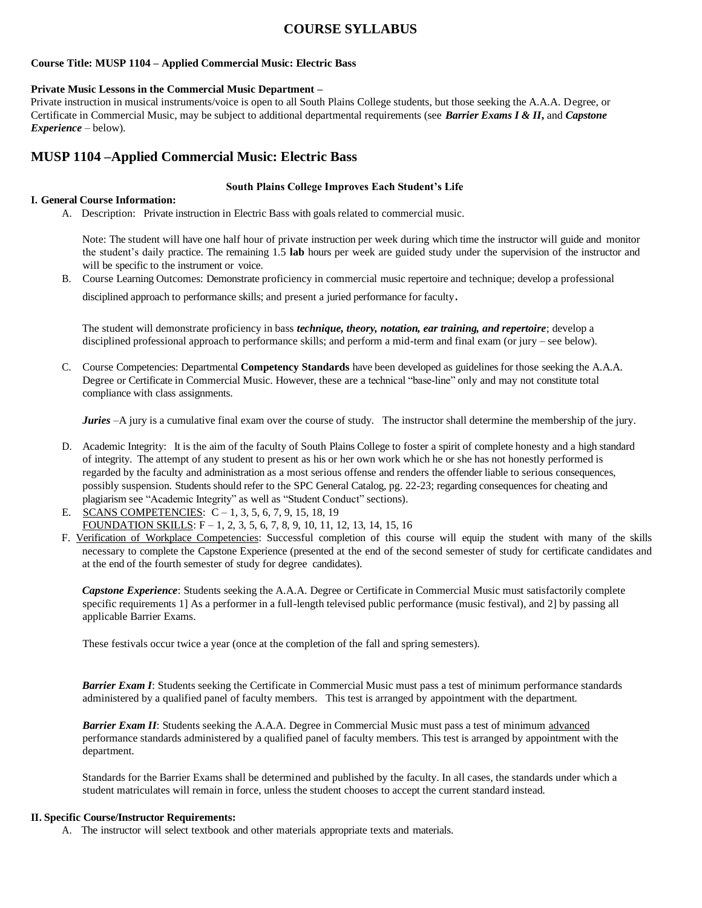# COURSE SYLLABUS

**Course Title: MUSP 1104 – Applied Commercial Music: Electric Bass**

**Private Music Lessons in the Commercial Music Department –**
Private instruction in musical instruments/voice is open to all South Plains College students, but those seeking the A.A.A. Degree, or Certificate in Commercial Music, may be subject to additional departmental requirements (see ***Barrier Exams I & II*,** and ***Capstone Experience*** – below).

## MUSP 1104 –Applied Commercial Music: Electric Bass

**South Plains College Improves Each Student's Life**

**I. General Course Information:**

A. Description: Private instruction in Electric Bass with goals related to commercial music.

Note: The student will have one half hour of private instruction per week during which time the instructor will guide and monitor the student's daily practice. The remaining 1.5 **lab** hours per week are guided study under the supervision of the instructor and will be specific to the instrument or voice.

B. Course Learning Outcomes: Demonstrate proficiency in commercial music repertoire and technique; develop a professional disciplined approach to performance skills; and present a juried performance for faculty.

The student will demonstrate proficiency in bass ***technique, theory, notation, ear training, and repertoire***; develop a disciplined professional approach to performance skills; and perform a mid-term and final exam (or jury – see below).

C. Course Competencies: Departmental **Competency Standards** have been developed as guidelines for those seeking the A.A.A. Degree or Certificate in Commercial Music. However, these are a technical "base-line" only and may not constitute total compliance with class assignments.

***Juries*** –A jury is a cumulative final exam over the course of study. The instructor shall determine the membership of the jury.

D. Academic Integrity: It is the aim of the faculty of South Plains College to foster a spirit of complete honesty and a high standard of integrity. The attempt of any student to present as his or her own work which he or she has not honestly performed is regarded by the faculty and administration as a most serious offense and renders the offender liable to serious consequences, possibly suspension. Students should refer to the SPC General Catalog, pg. 22-23; regarding consequences for cheating and plagiarism see "Academic Integrity" as well as "Student Conduct" sections).

E. SCANS COMPETENCIES: C – 1, 3, 5, 6, 7, 9, 15, 18, 19
FOUNDATION SKILLS: F – 1, 2, 3, 5, 6, 7, 8, 9, 10, 11, 12, 13, 14, 15, 16

F. Verification of Workplace Competencies: Successful completion of this course will equip the student with many of the skills necessary to complete the Capstone Experience (presented at the end of the second semester of study for certificate candidates and at the end of the fourth semester of study for degree candidates).

***Capstone Experience***: Students seeking the A.A.A. Degree or Certificate in Commercial Music must satisfactorily complete specific requirements 1] As a performer in a full-length televised public performance (music festival), and 2] by passing all applicable Barrier Exams.

These festivals occur twice a year (once at the completion of the fall and spring semesters).

***Barrier Exam I***: Students seeking the Certificate in Commercial Music must pass a test of minimum performance standards administered by a qualified panel of faculty members. This test is arranged by appointment with the department.

***Barrier Exam II***: Students seeking the A.A.A. Degree in Commercial Music must pass a test of minimum advanced performance standards administered by a qualified panel of faculty members. This test is arranged by appointment with the department.

Standards for the Barrier Exams shall be determined and published by the faculty. In all cases, the standards under which a student matriculates will remain in force, unless the student chooses to accept the current standard instead.

**II. Specific Course/Instructor Requirements:**

A. The instructor will select textbook and other materials appropriate texts and materials.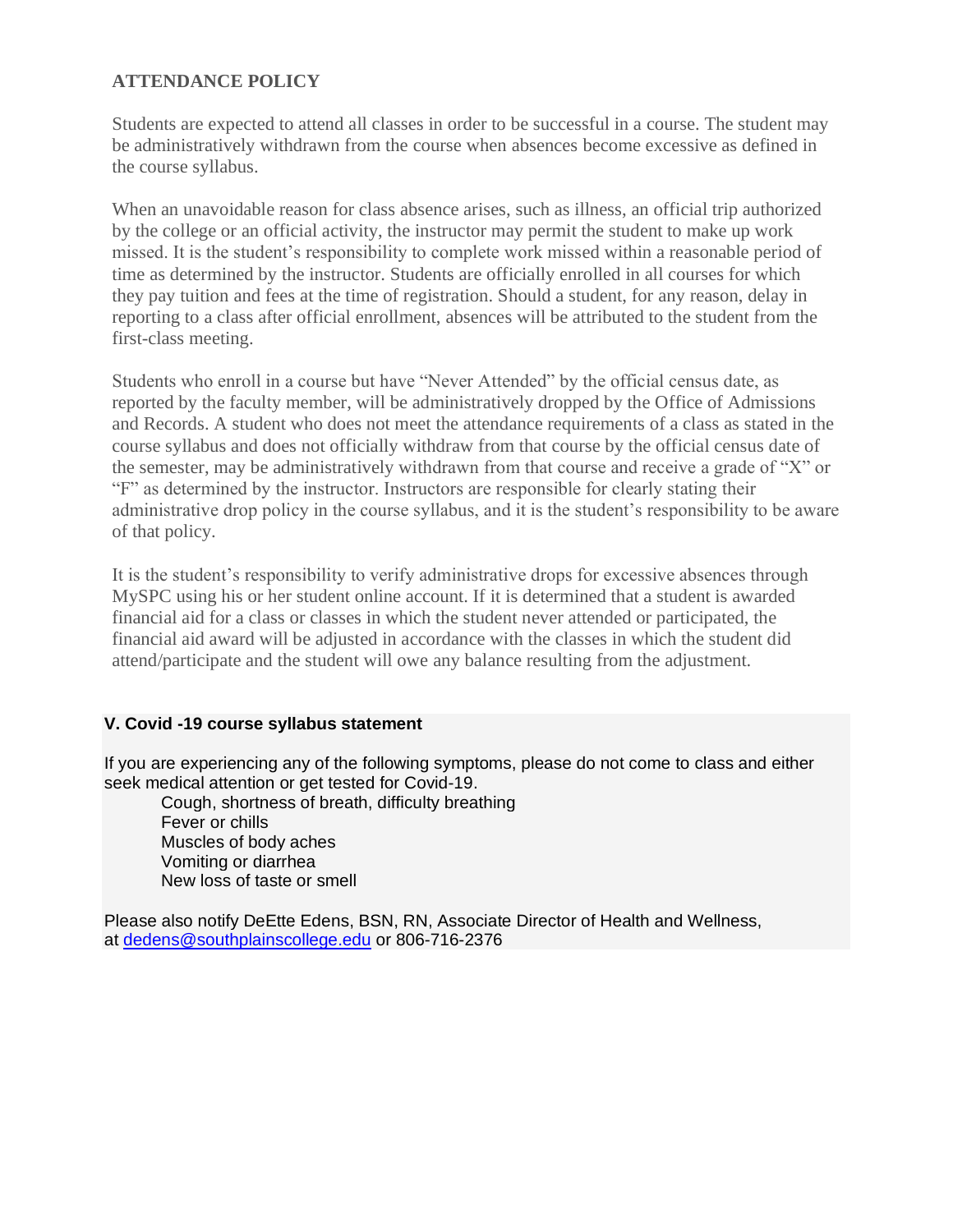## ATTENDANCE POLICY

Students are expected to attend all classes in order to be successful in a course. The student may be administratively withdrawn from the course when absences become excessive as defined in the course syllabus.

When an unavoidable reason for class absence arises, such as illness, an official trip authorized by the college or an official activity, the instructor may permit the student to make up work missed. It is the student's responsibility to complete work missed within a reasonable period of time as determined by the instructor. Students are officially enrolled in all courses for which they pay tuition and fees at the time of registration. Should a student, for any reason, delay in reporting to a class after official enrollment, absences will be attributed to the student from the first-class meeting.

Students who enroll in a course but have "Never Attended" by the official census date, as reported by the faculty member, will be administratively dropped by the Office of Admissions and Records. A student who does not meet the attendance requirements of a class as stated in the course syllabus and does not officially withdraw from that course by the official census date of the semester, may be administratively withdrawn from that course and receive a grade of "X" or "F" as determined by the instructor. Instructors are responsible for clearly stating their administrative drop policy in the course syllabus, and it is the student's responsibility to be aware of that policy.

It is the student's responsibility to verify administrative drops for excessive absences through MySPC using his or her student online account. If it is determined that a student is awarded financial aid for a class or classes in which the student never attended or participated, the financial aid award will be adjusted in accordance with the classes in which the student did attend/participate and the student will owe any balance resulting from the adjustment.

### V. Covid -19 course syllabus statement

If you are experiencing any of the following symptoms, please do not come to class and either seek medical attention or get tested for Covid-19.

- Cough, shortness of breath, difficulty breathing
- Fever or chills
- Muscles of body aches
- Vomiting or diarrhea
- New loss of taste or smell

Please also notify DeEtte Edens, BSN, RN, Associate Director of Health and Wellness, at dedens@southplainscollege.edu or 806-716-2376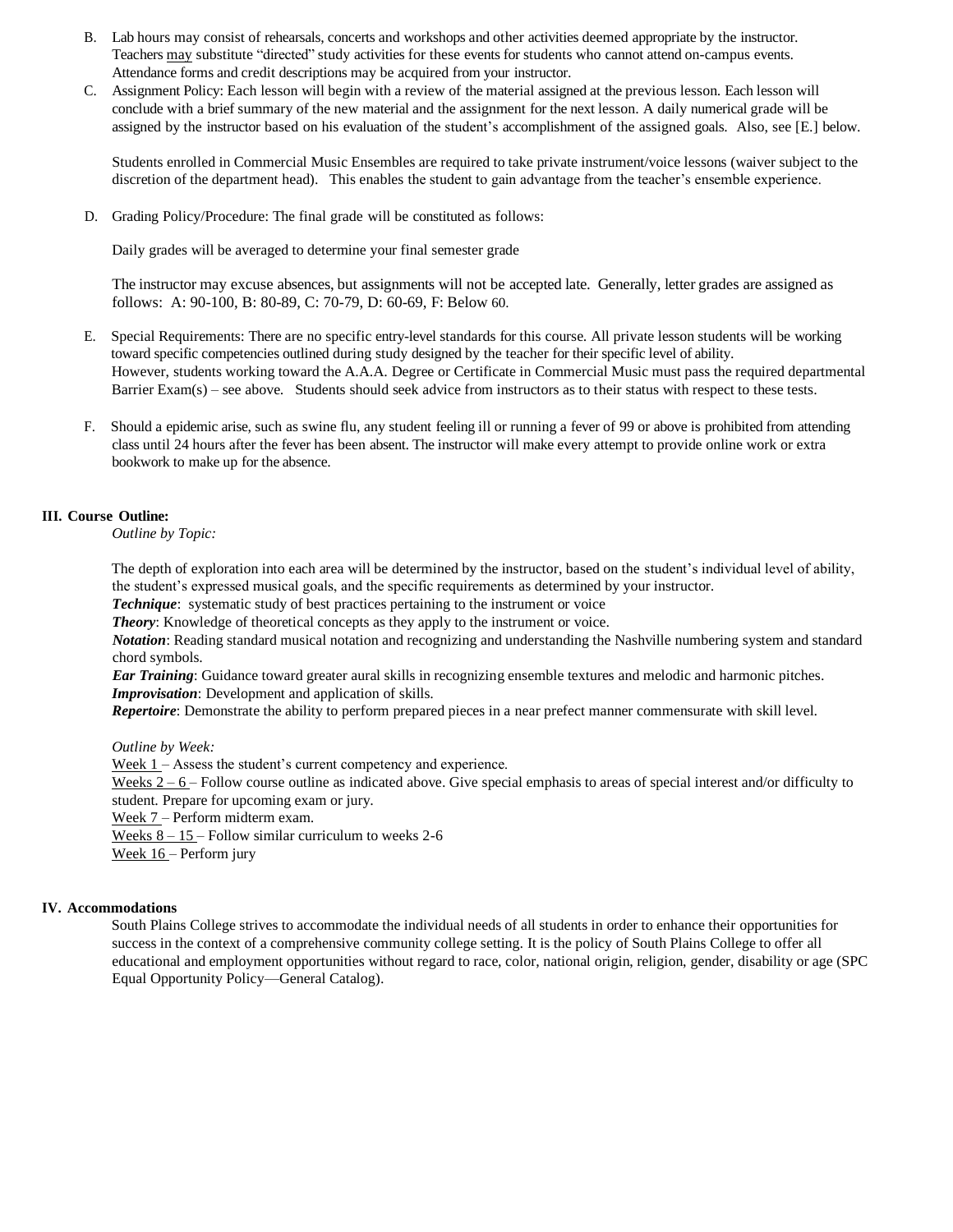B. Lab hours may consist of rehearsals, concerts and workshops and other activities deemed appropriate by the instructor. Teachers may substitute "directed" study activities for these events for students who cannot attend on-campus events. Attendance forms and credit descriptions may be acquired from your instructor.

C. Assignment Policy: Each lesson will begin with a review of the material assigned at the previous lesson. Each lesson will conclude with a brief summary of the new material and the assignment for the next lesson. A daily numerical grade will be assigned by the instructor based on his evaluation of the student's accomplishment of the assigned goals. Also, see [E.] below.

   Students enrolled in Commercial Music Ensembles are required to take private instrument/voice lessons (waiver subject to the discretion of the department head). This enables the student to gain advantage from the teacher's ensemble experience.

D. Grading Policy/Procedure: The final grade will be constituted as follows:

   Daily grades will be averaged to determine your final semester grade

   The instructor may excuse absences, but assignments will not be accepted late. Generally, letter grades are assigned as follows: A: 90-100, B: 80-89, C: 70-79, D: 60-69, F: Below 60.

E. Special Requirements: There are no specific entry-level standards for this course. All private lesson students will be working toward specific competencies outlined during study designed by the teacher for their specific level of ability. However, students working toward the A.A.A. Degree or Certificate in Commercial Music must pass the required departmental Barrier Exam(s) – see above. Students should seek advice from instructors as to their status with respect to these tests.

F. Should a epidemic arise, such as swine flu, any student feeling ill or running a fever of 99 or above is prohibited from attending class until 24 hours after the fever has been absent. The instructor will make every attempt to provide online work or extra bookwork to make up for the absence.

## III. Course Outline:

*Outline by Topic:*

The depth of exploration into each area will be determined by the instructor, based on the student's individual level of ability, the student's expressed musical goals, and the specific requirements as determined by your instructor.

***Technique***: systematic study of best practices pertaining to the instrument or voice
***Theory***: Knowledge of theoretical concepts as they apply to the instrument or voice.
***Notation***: Reading standard musical notation and recognizing and understanding the Nashville numbering system and standard chord symbols.
***Ear Training***: Guidance toward greater aural skills in recognizing ensemble textures and melodic and harmonic pitches.
***Improvisation***: Development and application of skills.
***Repertoire***: Demonstrate the ability to perform prepared pieces in a near prefect manner commensurate with skill level.

*Outline by Week:*

Week 1 – Assess the student's current competency and experience.
Weeks 2 – 6 – Follow course outline as indicated above. Give special emphasis to areas of special interest and/or difficulty to student. Prepare for upcoming exam or jury.
Week 7 – Perform midterm exam.
Weeks 8 – 15 – Follow similar curriculum to weeks 2-6
Week 16 – Perform jury

## IV. Accommodations

South Plains College strives to accommodate the individual needs of all students in order to enhance their opportunities for success in the context of a comprehensive community college setting. It is the policy of South Plains College to offer all educational and employment opportunities without regard to race, color, national origin, religion, gender, disability or age (SPC Equal Opportunity Policy—General Catalog).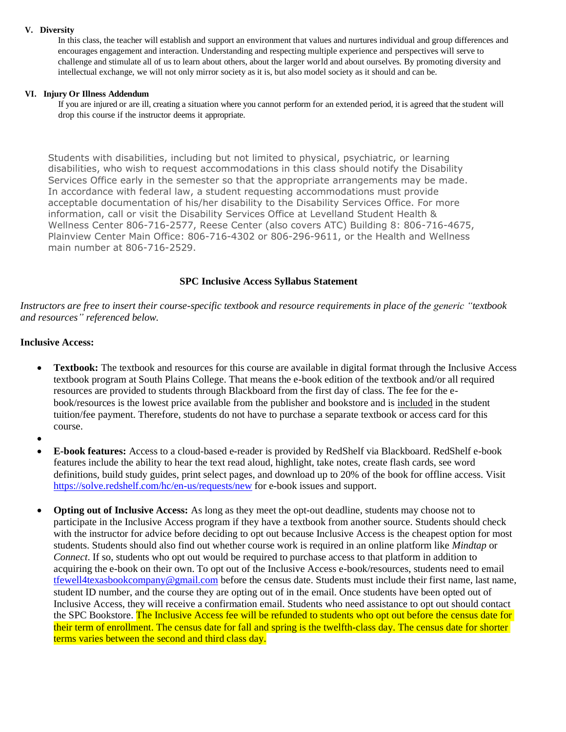## V. Diversity

In this class, the teacher will establish and support an environment that values and nurtures individual and group differences and encourages engagement and interaction. Understanding and respecting multiple experience and perspectives will serve to challenge and stimulate all of us to learn about others, about the larger world and about ourselves. By promoting diversity and intellectual exchange, we will not only mirror society as it is, but also model society as it should and can be.

## VI. Injury Or Illness Addendum

If you are injured or are ill, creating a situation where you cannot perform for an extended period, it is agreed that the student will drop this course if the instructor deems it appropriate.

Students with disabilities, including but not limited to physical, psychiatric, or learning disabilities, who wish to request accommodations in this class should notify the Disability Services Office early in the semester so that the appropriate arrangements may be made. In accordance with federal law, a student requesting accommodations must provide acceptable documentation of his/her disability to the Disability Services Office. For more information, call or visit the Disability Services Office at Levelland Student Health & Wellness Center 806-716-2577, Reese Center (also covers ATC) Building 8: 806-716-4675, Plainview Center Main Office: 806-716-4302 or 806-296-9611, or the Health and Wellness main number at 806-716-2529.

### SPC Inclusive Access Syllabus Statement

*Instructors are free to insert their course-specific textbook and resource requirements in place of the generic "textbook and resources" referenced below.*

**Inclusive Access:**

- **Textbook:** The textbook and resources for this course are available in digital format through the Inclusive Access textbook program at South Plains College. That means the e-book edition of the textbook and/or all required resources are provided to students through Blackboard from the first day of class. The fee for the e-book/resources is the lowest price available from the publisher and bookstore and is included in the student tuition/fee payment. Therefore, students do not have to purchase a separate textbook or access card for this course.
- **E-book features:** Access to a cloud-based e-reader is provided by RedShelf via Blackboard. RedShelf e-book features include the ability to hear the text read aloud, highlight, take notes, create flash cards, see word definitions, build study guides, print select pages, and download up to 20% of the book for offline access. Visit https://solve.redshelf.com/hc/en-us/requests/new for e-book issues and support.
- **Opting out of Inclusive Access:** As long as they meet the opt-out deadline, students may choose not to participate in the Inclusive Access program if they have a textbook from another source. Students should check with the instructor for advice before deciding to opt out because Inclusive Access is the cheapest option for most students. Students should also find out whether course work is required in an online platform like *Mindtap* or *Connect*. If so, students who opt out would be required to purchase access to that platform in addition to acquiring the e-book on their own. To opt out of the Inclusive Access e-book/resources, students need to email tfewell4texasbookcompany@gmail.com before the census date. Students must include their first name, last name, student ID number, and the course they are opting out of in the email. Once students have been opted out of Inclusive Access, they will receive a confirmation email. Students who need assistance to opt out should contact the SPC Bookstore. The Inclusive Access fee will be refunded to students who opt out before the census date for their term of enrollment. The census date for fall and spring is the twelfth-class day. The census date for shorter terms varies between the second and third class day.